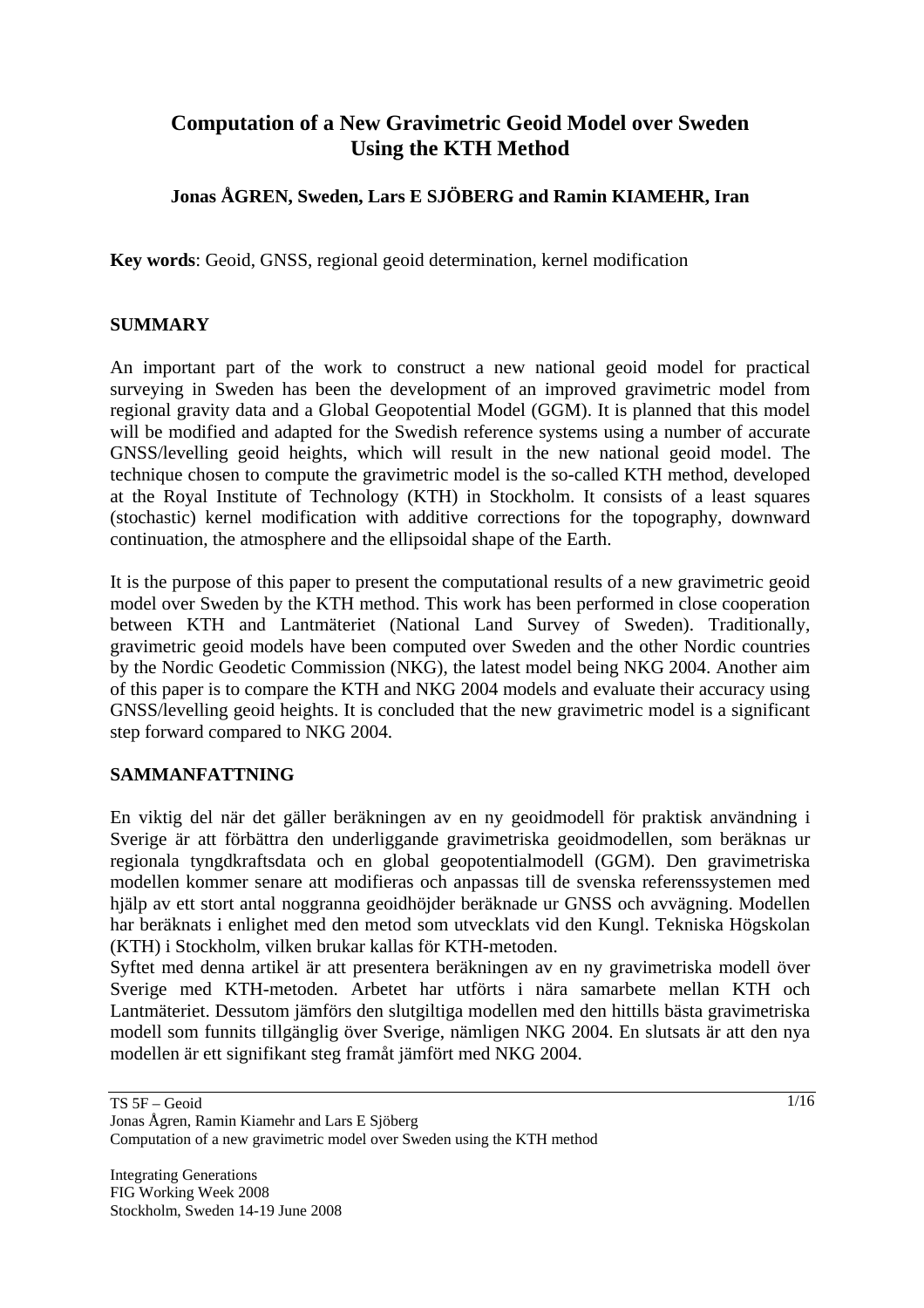# Computation of a New Gravimetric Geoid Model over Sweden Using the KTH Method

**Jonas ÅGREN, Sweden, Lars E SJÖBERG and Ramin KIAMEHR, Iran**

**Key words**: Geoid, GNSS, regional geoid determination, kernel modification

## SUMMARY

An important part of the work to construct a new national geoid model for practical surveying in Sweden has been the development of an improved gravimetric model from regional gravity data and a Global Geopotential Model (GGM). It is planned that this model will be modified and adapted for the Swedish reference systems using a number of accurate GNSS/levelling geoid heights, which will result in the new national geoid model. The technique chosen to compute the gravimetric model is the so-called KTH method, developed at the Royal Institute of Technology (KTH) in Stockholm. It consists of a least squares (stochastic) kernel modification with additive corrections for the topography, downward continuation, the atmosphere and the ellipsoidal shape of the Earth.

It is the purpose of this paper to present the computational results of a new gravimetric geoid model over Sweden by the KTH method. This work has been performed in close cooperation between KTH and Lantmäteriet (National Land Survey of Sweden). Traditionally, gravimetric geoid models have been computed over Sweden and the other Nordic countries by the Nordic Geodetic Commission (NKG), the latest model being NKG 2004. Another aim of this paper is to compare the KTH and NKG 2004 models and evaluate their accuracy using GNSS/levelling geoid heights. It is concluded that the new gravimetric model is a significant step forward compared to NKG 2004.

## SAMMANFATTNING

En viktig del när det gäller beräkningen av en ny geoidmodell för praktisk användning i Sverige är att förbättra den underliggande gravimetriska geoidmodellen, som beräknas ur regionala tyngdkraftsdata och en global geopotentialmodell (GGM). Den gravimetriska modellen kommer senare att modifieras och anpassas till de svenska referenssystemen med hjälp av ett stort antal noggranna geoidhöjder beräknade ur GNSS och avvägning. Modellen har beräknats i enlighet med den metod som utvecklats vid den Kungl. Tekniska Högskolan (KTH) i Stockholm, vilken brukar kallas för KTH-metoden.

Syftet med denna artikel är att presentera beräkningen av en ny gravimetriska modell över Sverige med KTH-metoden. Arbetet har utförts i nära samarbete mellan KTH och Lantmäteriet. Dessutom jämförs den slutgiltiga modellen med den hittills bästa gravimetriska modell som funnits tillgänglig över Sverige, nämligen NKG 2004. En slutsats är att den nya modellen är ett signifikant steg framåt jämfört med NKG 2004.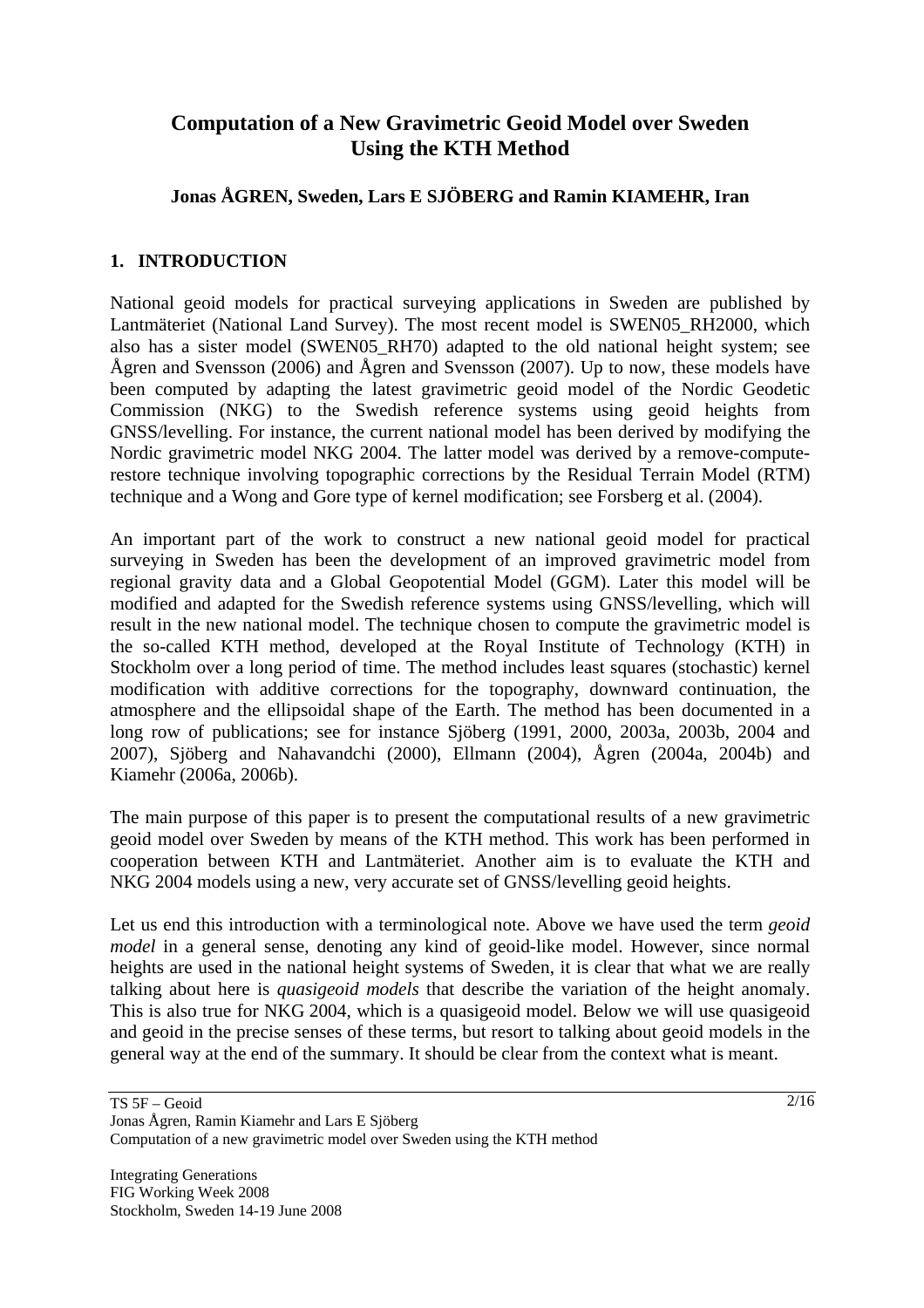## 1. INTRODUCTION

National geoid models for practical surveying applications in Sweden are published by Lantmäteriet (National Land Survey). The most recent model is SWEN05_RH2000, which also has a sister model (SWEN05_RH70) adapted to the old national height system; see Ågren and Svensson (2006) and Ågren and Svensson (2007). Up to now, these models have been computed by adapting the latest gravimetric geoid model of the Nordic Geodetic Commission (NKG) to the Swedish reference systems using geoid heights from GNSS/levelling. For instance, the current national model has been derived by modifying the Nordic gravimetric model NKG 2004. The latter model was derived by a remove-compute-restore technique involving topographic corrections by the Residual Terrain Model (RTM) technique and a Wong and Gore type of kernel modification; see Forsberg et al. (2004).

An important part of the work to construct a new national geoid model for practical surveying in Sweden has been the development of an improved gravimetric model from regional gravity data and a Global Geopotential Model (GGM). Later this model will be modified and adapted for the Swedish reference systems using GNSS/levelling, which will result in the new national model. The technique chosen to compute the gravimetric model is the so-called KTH method, developed at the Royal Institute of Technology (KTH) in Stockholm over a long period of time. The method includes least squares (stochastic) kernel modification with additive corrections for the topography, downward continuation, the atmosphere and the ellipsoidal shape of the Earth. The method has been documented in a long row of publications; see for instance Sjöberg (1991, 2000, 2003a, 2003b, 2004 and 2007), Sjöberg and Nahavandchi (2000), Ellmann (2004), Ågren (2004a, 2004b) and Kiamehr (2006a, 2006b).

The main purpose of this paper is to present the computational results of a new gravimetric geoid model over Sweden by means of the KTH method. This work has been performed in cooperation between KTH and Lantmäteriet. Another aim is to evaluate the KTH and NKG 2004 models using a new, very accurate set of GNSS/levelling geoid heights.

Let us end this introduction with a terminological note. Above we have used the term *geoid model* in a general sense, denoting any kind of geoid-like model. However, since normal heights are used in the national height systems of Sweden, it is clear that what we are really talking about here is *quasigeoid models* that describe the variation of the height anomaly. This is also true for NKG 2004, which is a quasigeoid model. Below we will use quasigeoid and geoid in the precise senses of these terms, but resort to talking about geoid models in the general way at the end of the summary. It should be clear from the context what is meant.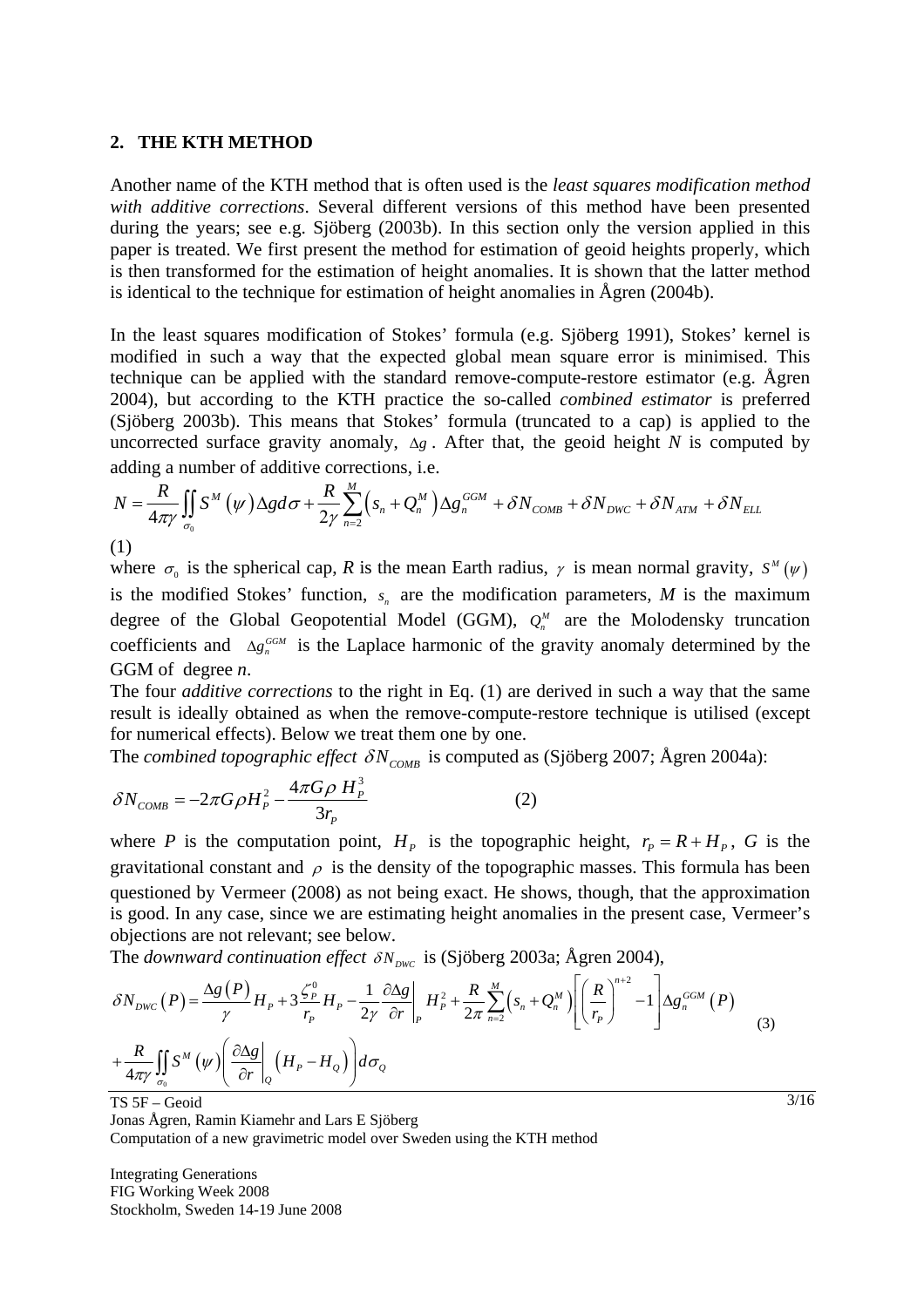## 2. THE KTH METHOD

Another name of the KTH method that is often used is the *least squares modification method with additive corrections*. Several different versions of this method have been presented during the years; see e.g. Sjöberg (2003b). In this section only the version applied in this paper is treated. We first present the method for estimation of geoid heights properly, which is then transformed for the estimation of height anomalies. It is shown that the latter method is identical to the technique for estimation of height anomalies in Ågren (2004b).

In the least squares modification of Stokes' formula (e.g. Sjöberg 1991), Stokes' kernel is modified in such a way that the expected global mean square error is minimised. This technique can be applied with the standard remove-compute-restore estimator (e.g. Ågren 2004), but according to the KTH practice the so-called *combined estimator* is preferred (Sjöberg 2003b). This means that Stokes' formula (truncated to a cap) is applied to the uncorrected surface gravity anomaly, $\Delta g$. After that, the geoid height $N$ is computed by adding a number of additive corrections, i.e.

$$N = \frac{R}{4\pi\gamma}\iint_{\sigma_0} S^M(\psi)\Delta g d\sigma + \frac{R}{2\gamma}\sum_{n=2}^{M}\left(s_n + Q_n^M\right)\Delta g_n^{GGM} + \delta N_{COMB} + \delta N_{DWC} + \delta N_{ATM} + \delta N_{ELL} \tag{1}$$

where $\sigma_0$ is the spherical cap, $R$ is the mean Earth radius, $\gamma$ is mean normal gravity, $S^M(\psi)$ is the modified Stokes' function, $s_n$ are the modification parameters, $M$ is the maximum degree of the Global Geopotential Model (GGM), $Q_n^M$ are the Molodensky truncation coefficients and $\Delta g_n^{GGM}$ is the Laplace harmonic of the gravity anomaly determined by the GGM of degree $n$.

The four *additive corrections* to the right in Eq. (1) are derived in such a way that the same result is ideally obtained as when the remove-compute-restore technique is utilised (except for numerical effects). Below we treat them one by one.

The *combined topographic effect* $\delta N_{COMB}$ is computed as (Sjöberg 2007; Ågren 2004a):

$$\delta N_{COMB} = -2\pi G\rho H_P^2 - \frac{4\pi G\rho\, H_P^3}{3r_P} \tag{2}$$

where $P$ is the computation point, $H_P$ is the topographic height, $r_P = R + H_P$, $G$ is the gravitational constant and $\rho$ is the density of the topographic masses. This formula has been questioned by Vermeer (2008) as not being exact. He shows, though, that the approximation is good. In any case, since we are estimating height anomalies in the present case, Vermeer's objections are not relevant; see below.

The *downward continuation effect* $\delta N_{DWC}$ is (Sjöberg 2003a; Ågren 2004),

$$\begin{aligned}\delta N_{DWC}(P) = {} & \frac{\Delta g(P)}{\gamma}H_P + 3\frac{\zeta_P^0}{r_P}H_P - \frac{1}{2\gamma}\left.\frac{\partial \Delta g}{\partial r}\right|_P H_P^2 + \frac{R}{2\pi}\sum_{n=2}^{M}\left(s_n + Q_n^M\right)\left[\left(\frac{R}{r_P}\right)^{n+2} - 1\right]\Delta g_n^{GGM}(P) \\ & + \frac{R}{4\pi\gamma}\iint_{\sigma_0} S^M(\psi)\left(\left.\frac{\partial \Delta g}{\partial r}\right|_Q \left(H_P - H_Q\right)\right)d\sigma_Q\end{aligned} \tag{3}$$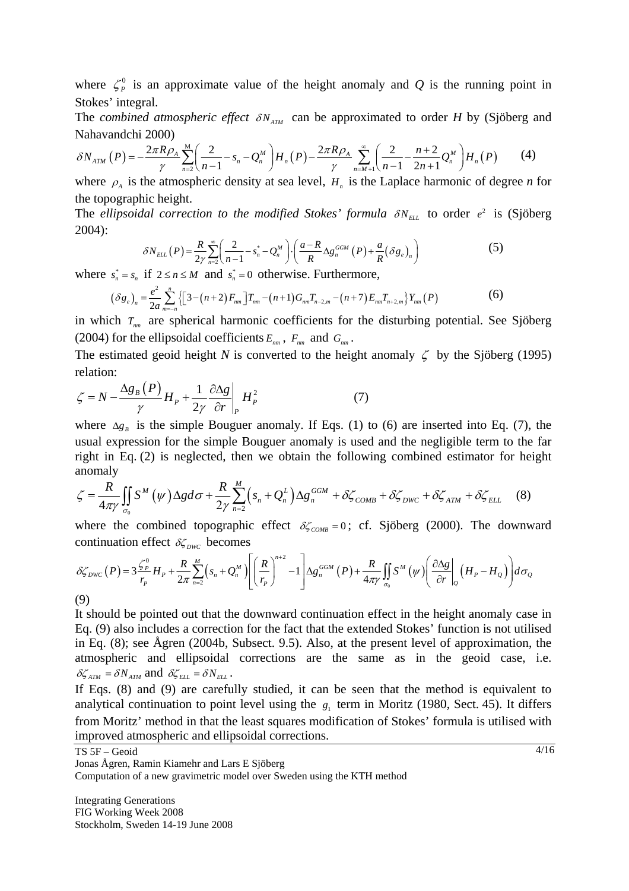where $\zeta_P^0$ is an approximate value of the height anomaly and $Q$ is the running point in Stokes' integral.

The *combined atmospheric effect* $\delta N_{ATM}$ can be approximated to order $H$ by (Sjöberg and Nahavandchi 2000)

$$\delta N_{ATM}\left(P\right)=-\frac{2\pi R\rho_A}{\gamma}\sum_{n=2}^{M}\left(\frac{2}{n-1}-s_n-Q_n^M\right)H_n\left(P\right)-\frac{2\pi R\rho_A}{\gamma}\sum_{n=M+1}^{\infty}\left(\frac{2}{n-1}-\frac{n+2}{2n+1}Q_n^M\right)H_n\left(P\right) \qquad (4)$$

where $\rho_A$ is the atmospheric density at sea level, $H_n$ is the Laplace harmonic of degree $n$ for the topographic height.

The *ellipsoidal correction to the modified Stokes' formula* $\delta N_{ELL}$ to order $e^2$ is (Sjöberg 2004):

$$\delta N_{ELL}\left(P\right)=\frac{R}{2\gamma}\sum_{n=2}^{\infty}\left(\frac{2}{n-1}-s_n^*-Q_n^M\right)\cdot\left(\frac{a-R}{R}\Delta g_n^{GGM}\left(P\right)+\frac{a}{R}\left(\delta g_e\right)_n\right) \qquad (5)$$

where $s_n^*=s_n$ if $2\le n\le M$ and $s_n^*=0$ otherwise. Furthermore,

$$\left(\delta g_e\right)_n=\frac{e^2}{2a}\sum_{m=-n}^{n}\left\{\left[3-\left(n+2\right)F_{nm}\right]T_{nm}-\left(n+1\right)G_{nm}T_{n-2,m}-\left(n+7\right)E_{nm}T_{n+2,m}\right\}Y_{nm}\left(P\right) \qquad (6)$$

in which $T_{nm}$ are spherical harmonic coefficients for the disturbing potential. See Sjöberg (2004) for the ellipsoidal coefficients $E_{nm}$, $F_{nm}$ and $G_{nm}$.

The estimated geoid height $N$ is converted to the height anomaly $\zeta$ by the Sjöberg (1995) relation:

$$\zeta=N-\frac{\Delta g_B\left(P\right)}{\gamma}H_P+\frac{1}{2\gamma}\left.\frac{\partial\Delta g}{\partial r}\right|_P H_P^2 \qquad (7)$$

where $\Delta g_B$ is the simple Bouguer anomaly. If Eqs. (1) to (6) are inserted into Eq. (7), the usual expression for the simple Bouguer anomaly is used and the negligible term to the far right in Eq. (2) is neglected, then we obtain the following combined estimator for height anomaly

$$\zeta=\frac{R}{4\pi\gamma}\iint_{\sigma_0}S^M\left(\psi\right)\Delta g d\sigma+\frac{R}{2\gamma}\sum_{n=2}^{M}\left(s_n+Q_n^L\right)\Delta g_n^{GGM}+\delta\zeta_{COMB}+\delta\zeta_{DWC}+\delta\zeta_{ATM}+\delta\zeta_{ELL} \qquad (8)$$

where the combined topographic effect $\delta\zeta_{COMB}=0$; cf. Sjöberg (2000). The downward continuation effect $\delta\zeta_{DWC}$ becomes

$$\delta\zeta_{DWC}\left(P\right)=3\frac{\zeta_P^0}{r_P}H_P+\frac{R}{2\pi}\sum_{n=2}^{M}\left(s_n+Q_n^M\right)\left[\left(\frac{R}{r_P}\right)^{n+2}-1\right]\Delta g_n^{GGM}\left(P\right)+\frac{R}{4\pi\gamma}\iint_{\sigma_0}S^M\left(\psi\right)\left(\left.\frac{\partial\Delta g}{\partial r}\right|_Q\left(H_P-H_Q\right)\right)d\sigma_Q$$

(9)

It should be pointed out that the downward continuation effect in the height anomaly case in Eq. (9) also includes a correction for the fact that the extended Stokes' function is not utilised in Eq. (8); see Ågren (2004b, Subsect. 9.5). Also, at the present level of approximation, the atmospheric and ellipsoidal corrections are the same as in the geoid case, i.e. $\delta\zeta_{ATM}=\delta N_{ATM}$ and $\delta\zeta_{ELL}=\delta N_{ELL}$.

If Eqs. (8) and (9) are carefully studied, it can be seen that the method is equivalent to analytical continuation to point level using the $g_1$ term in Moritz (1980, Sect. 45). It differs from Moritz' method in that the least squares modification of Stokes' formula is utilised with improved atmospheric and ellipsoidal corrections.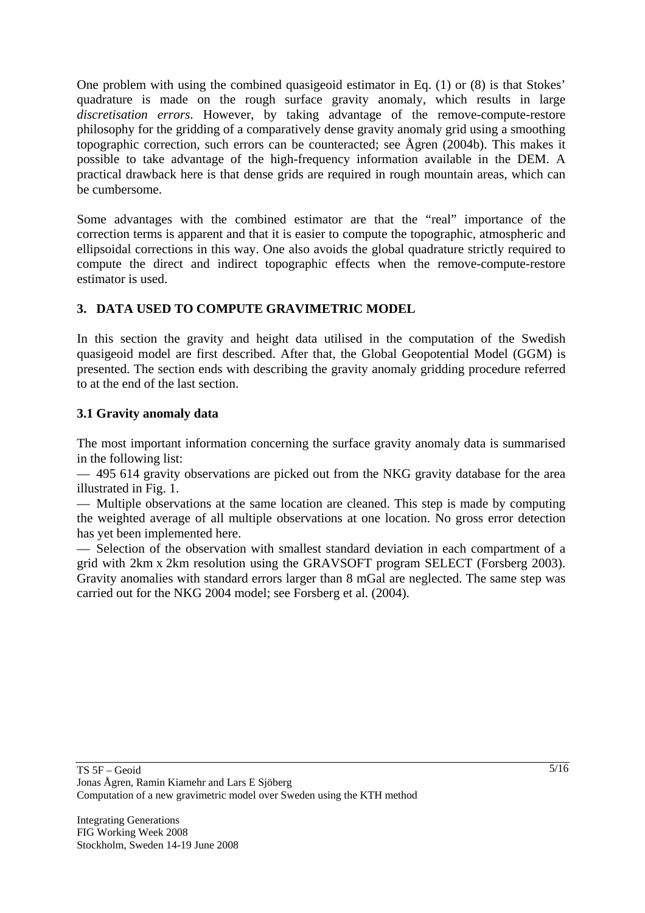One problem with using the combined quasigeoid estimator in Eq. (1) or (8) is that Stokes' quadrature is made on the rough surface gravity anomaly, which results in large *discretisation errors*. However, by taking advantage of the remove-compute-restore philosophy for the gridding of a comparatively dense gravity anomaly grid using a smoothing topographic correction, such errors can be counteracted; see Ågren (2004b). This makes it possible to take advantage of the high-frequency information available in the DEM. A practical drawback here is that dense grids are required in rough mountain areas, which can be cumbersome.

Some advantages with the combined estimator are that the "real" importance of the correction terms is apparent and that it is easier to compute the topographic, atmospheric and ellipsoidal corrections in this way. One also avoids the global quadrature strictly required to compute the direct and indirect topographic effects when the remove-compute-restore estimator is used.

## 3. DATA USED TO COMPUTE GRAVIMETRIC MODEL

In this section the gravity and height data utilised in the computation of the Swedish quasigeoid model are first described. After that, the Global Geopotential Model (GGM) is presented. The section ends with describing the gravity anomaly gridding procedure referred to at the end of the last section.

### 3.1 Gravity anomaly data

The most important information concerning the surface gravity anomaly data is summarised in the following list:

— 495 614 gravity observations are picked out from the NKG gravity database for the area illustrated in Fig. 1.

— Multiple observations at the same location are cleaned. This step is made by computing the weighted average of all multiple observations at one location. No gross error detection has yet been implemented here.

— Selection of the observation with smallest standard deviation in each compartment of a grid with 2km x 2km resolution using the GRAVSOFT program SELECT (Forsberg 2003). Gravity anomalies with standard errors larger than 8 mGal are neglected. The same step was carried out for the NKG 2004 model; see Forsberg et al. (2004).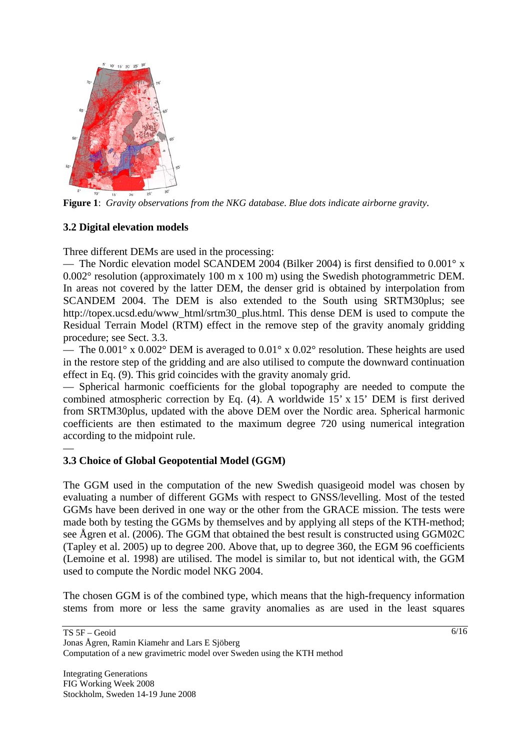**Figure 1**: *Gravity observations from the NKG database. Blue dots indicate airborne gravity.*

### 3.2 Digital elevation models

Three different DEMs are used in the processing:

— The Nordic elevation model SCANDEM 2004 (Bilker 2004) is first densified to 0.001° x 0.002° resolution (approximately 100 m x 100 m) using the Swedish photogrammetric DEM. In areas not covered by the latter DEM, the denser grid is obtained by interpolation from SCANDEM 2004. The DEM is also extended to the South using SRTM30plus; see http://topex.ucsd.edu/www_html/srtm30_plus.html. This dense DEM is used to compute the Residual Terrain Model (RTM) effect in the remove step of the gravity anomaly gridding procedure; see Sect. 3.3.

— The 0.001° x 0.002° DEM is averaged to 0.01° x 0.02° resolution. These heights are used in the restore step of the gridding and are also utilised to compute the downward continuation effect in Eq. (9). This grid coincides with the gravity anomaly grid.

— Spherical harmonic coefficients for the global topography are needed to compute the combined atmospheric correction by Eq. (4). A worldwide 15' x 15' DEM is first derived from SRTM30plus, updated with the above DEM over the Nordic area. Spherical harmonic coefficients are then estimated to the maximum degree 720 using numerical integration according to the midpoint rule.

—

### 3.3 Choice of Global Geopotential Model (GGM)

The GGM used in the computation of the new Swedish quasigeoid model was chosen by evaluating a number of different GGMs with respect to GNSS/levelling. Most of the tested GGMs have been derived in one way or the other from the GRACE mission. The tests were made both by testing the GGMs by themselves and by applying all steps of the KTH-method; see Ågren et al. (2006). The GGM that obtained the best result is constructed using GGM02C (Tapley et al. 2005) up to degree 200. Above that, up to degree 360, the EGM 96 coefficients (Lemoine et al. 1998) are utilised. The model is similar to, but not identical with, the GGM used to compute the Nordic model NKG 2004.

The chosen GGM is of the combined type, which means that the high-frequency information stems from more or less the same gravity anomalies as are used in the least squares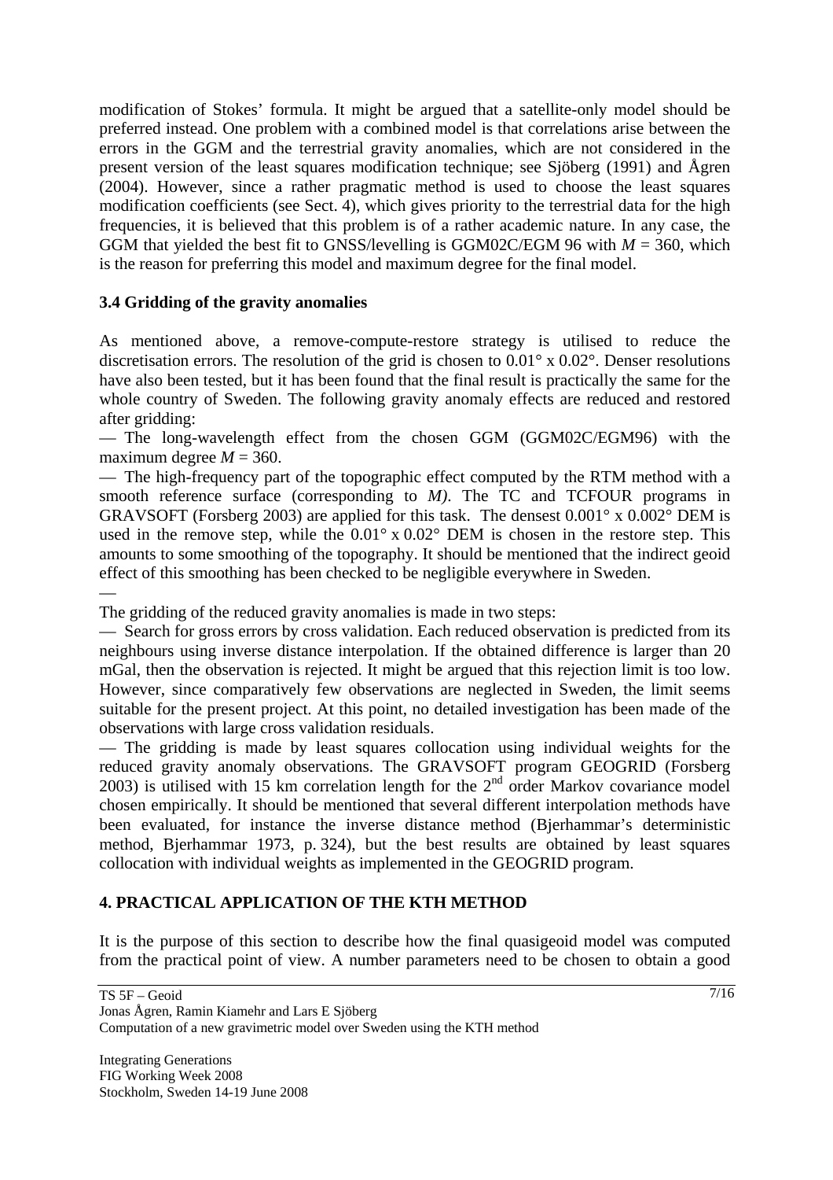modification of Stokes' formula. It might be argued that a satellite-only model should be preferred instead. One problem with a combined model is that correlations arise between the errors in the GGM and the terrestrial gravity anomalies, which are not considered in the present version of the least squares modification technique; see Sjöberg (1991) and Ågren (2004). However, since a rather pragmatic method is used to choose the least squares modification coefficients (see Sect. 4), which gives priority to the terrestrial data for the high frequencies, it is believed that this problem is of a rather academic nature. In any case, the GGM that yielded the best fit to GNSS/levelling is GGM02C/EGM 96 with $M = 360$, which is the reason for preferring this model and maximum degree for the final model.

### 3.4 Gridding of the gravity anomalies

As mentioned above, a remove-compute-restore strategy is utilised to reduce the discretisation errors. The resolution of the grid is chosen to 0.01° x 0.02°. Denser resolutions have also been tested, but it has been found that the final result is practically the same for the whole country of Sweden. The following gravity anomaly effects are reduced and restored after gridding:

— The long-wavelength effect from the chosen GGM (GGM02C/EGM96) with the maximum degree $M = 360$.

— The high-frequency part of the topographic effect computed by the RTM method with a smooth reference surface (corresponding to $M$). The TC and TCFOUR programs in GRAVSOFT (Forsberg 2003) are applied for this task. The densest 0.001° x 0.002° DEM is used in the remove step, while the 0.01° x 0.02° DEM is chosen in the restore step. This amounts to some smoothing of the topography. It should be mentioned that the indirect geoid effect of this smoothing has been checked to be negligible everywhere in Sweden.

—

The gridding of the reduced gravity anomalies is made in two steps:

— Search for gross errors by cross validation. Each reduced observation is predicted from its neighbours using inverse distance interpolation. If the obtained difference is larger than 20 mGal, then the observation is rejected. It might be argued that this rejection limit is too low. However, since comparatively few observations are neglected in Sweden, the limit seems suitable for the present project. At this point, no detailed investigation has been made of the observations with large cross validation residuals.

— The gridding is made by least squares collocation using individual weights for the reduced gravity anomaly observations. The GRAVSOFT program GEOGRID (Forsberg 2003) is utilised with 15 km correlation length for the 2nd order Markov covariance model chosen empirically. It should be mentioned that several different interpolation methods have been evaluated, for instance the inverse distance method (Bjerhammar's deterministic method, Bjerhammar 1973, p. 324), but the best results are obtained by least squares collocation with individual weights as implemented in the GEOGRID program.

## 4. PRACTICAL APPLICATION OF THE KTH METHOD

It is the purpose of this section to describe how the final quasigeoid model was computed from the practical point of view. A number parameters need to be chosen to obtain a good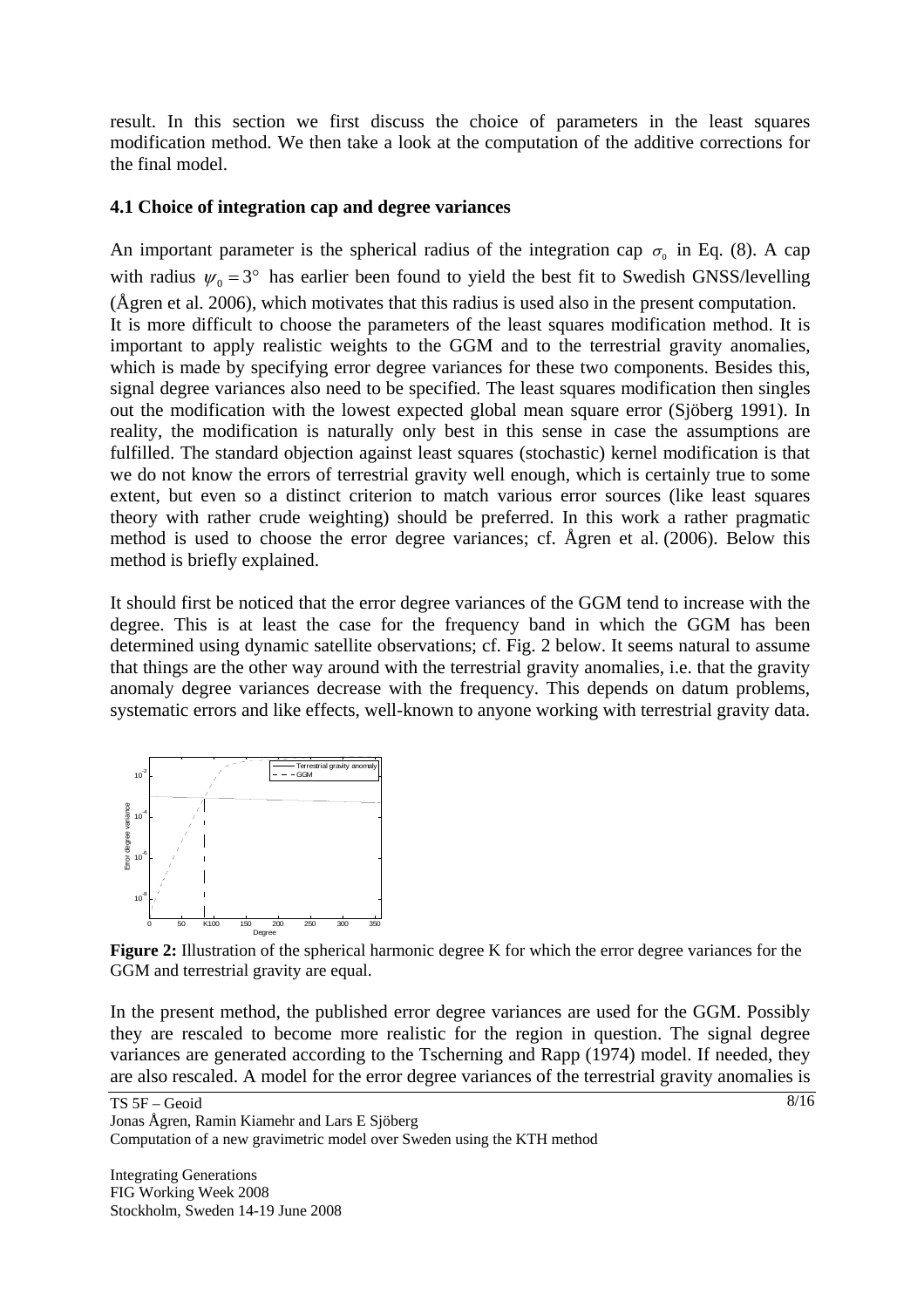result. In this section we first discuss the choice of parameters in the least squares modification method. We then take a look at the computation of the additive corrections for the final model.

### 4.1 Choice of integration cap and degree variances

An important parameter is the spherical radius of the integration cap $\sigma_0$ in Eq. (8). A cap with radius $\psi_0 = 3°$ has earlier been found to yield the best fit to Swedish GNSS/levelling (Ågren et al. 2006), which motivates that this radius is used also in the present computation. It is more difficult to choose the parameters of the least squares modification method. It is important to apply realistic weights to the GGM and to the terrestrial gravity anomalies, which is made by specifying error degree variances for these two components. Besides this, signal degree variances also need to be specified. The least squares modification then singles out the modification with the lowest expected global mean square error (Sjöberg 1991). In reality, the modification is naturally only best in this sense in case the assumptions are fulfilled. The standard objection against least squares (stochastic) kernel modification is that we do not know the errors of terrestrial gravity well enough, which is certainly true to some extent, but even so a distinct criterion to match various error sources (like least squares theory with rather crude weighting) should be preferred. In this work a rather pragmatic method is used to choose the error degree variances; cf. Ågren et al. (2006). Below this method is briefly explained.

It should first be noticed that the error degree variances of the GGM tend to increase with the degree. This is at least the case for the frequency band in which the GGM has been determined using dynamic satellite observations; cf. Fig. 2 below. It seems natural to assume that things are the other way around with the terrestrial gravity anomalies, i.e. that the gravity anomaly degree variances decrease with the frequency. This depends on datum problems, systematic errors and like effects, well-known to anyone working with terrestrial gravity data.

**Figure 2:** Illustration of the spherical harmonic degree K for which the error degree variances for the GGM and terrestrial gravity are equal.

In the present method, the published error degree variances are used for the GGM. Possibly they are rescaled to become more realistic for the region in question. The signal degree variances are generated according to the Tscherning and Rapp (1974) model. If needed, they are also rescaled. A model for the error degree variances of the terrestrial gravity anomalies is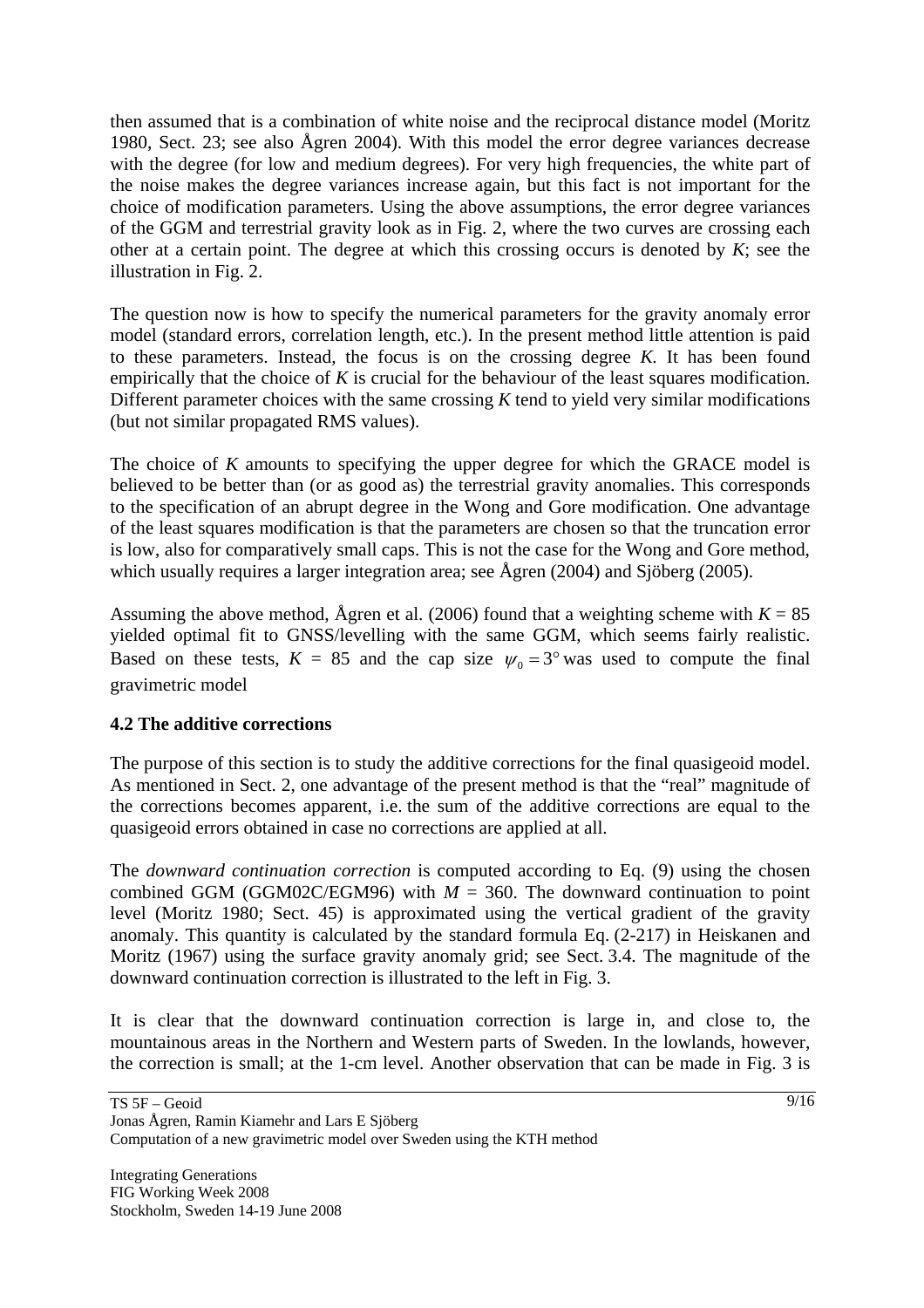then assumed that is a combination of white noise and the reciprocal distance model (Moritz 1980, Sect. 23; see also Ågren 2004). With this model the error degree variances decrease with the degree (for low and medium degrees). For very high frequencies, the white part of the noise makes the degree variances increase again, but this fact is not important for the choice of modification parameters. Using the above assumptions, the error degree variances of the GGM and terrestrial gravity look as in Fig. 2, where the two curves are crossing each other at a certain point. The degree at which this crossing occurs is denoted by $K$; see the illustration in Fig. 2.

The question now is how to specify the numerical parameters for the gravity anomaly error model (standard errors, correlation length, etc.). In the present method little attention is paid to these parameters. Instead, the focus is on the crossing degree $K$. It has been found empirically that the choice of $K$ is crucial for the behaviour of the least squares modification. Different parameter choices with the same crossing $K$ tend to yield very similar modifications (but not similar propagated RMS values).

The choice of $K$ amounts to specifying the upper degree for which the GRACE model is believed to be better than (or as good as) the terrestrial gravity anomalies. This corresponds to the specification of an abrupt degree in the Wong and Gore modification. One advantage of the least squares modification is that the parameters are chosen so that the truncation error is low, also for comparatively small caps. This is not the case for the Wong and Gore method, which usually requires a larger integration area; see Ågren (2004) and Sjöberg (2005).

Assuming the above method, Ågren et al. (2006) found that a weighting scheme with $K = 85$ yielded optimal fit to GNSS/levelling with the same GGM, which seems fairly realistic. Based on these tests, $K = 85$ and the cap size $\psi_0 = 3°$ was used to compute the final gravimetric model

### 4.2 The additive corrections

The purpose of this section is to study the additive corrections for the final quasigeoid model. As mentioned in Sect. 2, one advantage of the present method is that the "real" magnitude of the corrections becomes apparent, i.e. the sum of the additive corrections are equal to the quasigeoid errors obtained in case no corrections are applied at all.

The *downward continuation correction* is computed according to Eq. (9) using the chosen combined GGM (GGM02C/EGM96) with $M = 360$. The downward continuation to point level (Moritz 1980; Sect. 45) is approximated using the vertical gradient of the gravity anomaly. This quantity is calculated by the standard formula Eq. (2-217) in Heiskanen and Moritz (1967) using the surface gravity anomaly grid; see Sect. 3.4. The magnitude of the downward continuation correction is illustrated to the left in Fig. 3.

It is clear that the downward continuation correction is large in, and close to, the mountainous areas in the Northern and Western parts of Sweden. In the lowlands, however, the correction is small; at the 1-cm level. Another observation that can be made in Fig. 3 is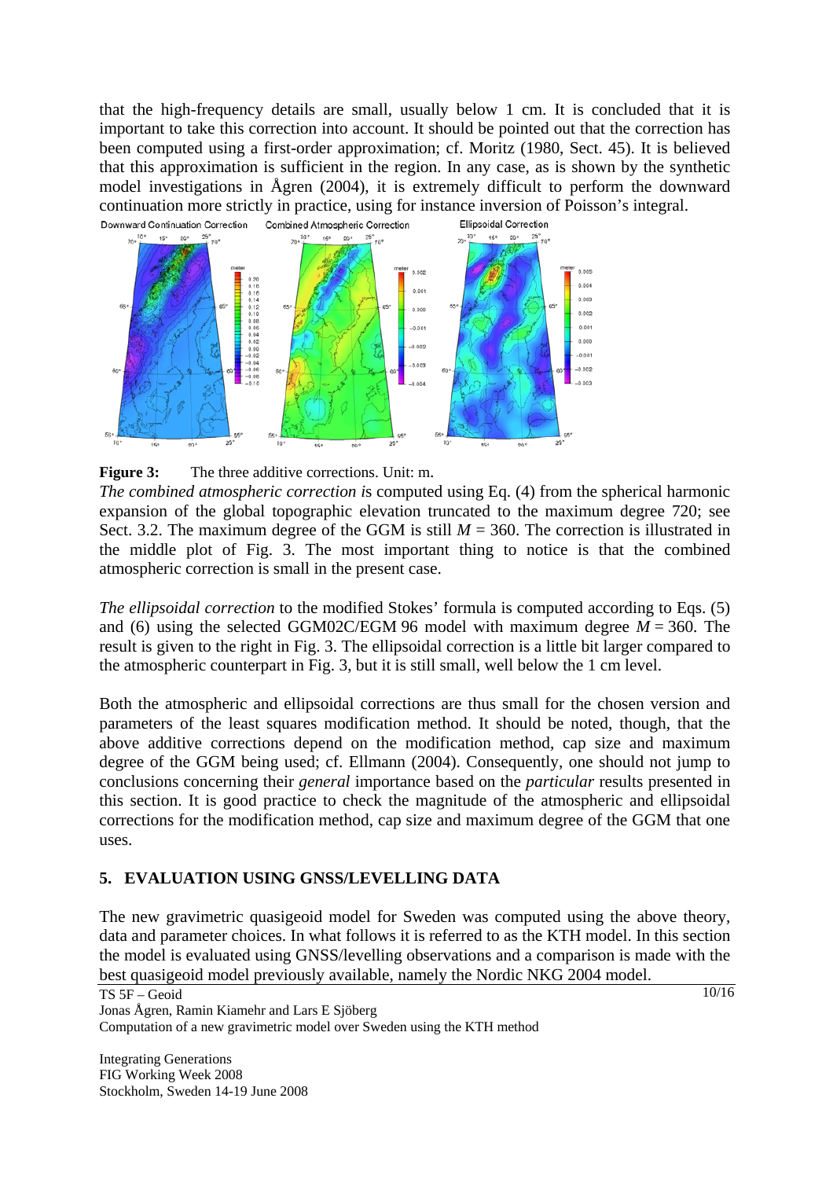that the high-frequency details are small, usually below 1 cm. It is concluded that it is important to take this correction into account. It should be pointed out that the correction has been computed using a first-order approximation; cf. Moritz (1980, Sect. 45). It is believed that this approximation is sufficient in the region. In any case, as is shown by the synthetic model investigations in Ågren (2004), it is extremely difficult to perform the downward continuation more strictly in practice, using for instance inversion of Poisson's integral.

**Figure 3:** The three additive corrections. Unit: m.

*The combined atmospheric correction* is computed using Eq. (4) from the spherical harmonic expansion of the global topographic elevation truncated to the maximum degree 720; see Sect. 3.2. The maximum degree of the GGM is still $M = 360$. The correction is illustrated in the middle plot of Fig. 3. The most important thing to notice is that the combined atmospheric correction is small in the present case.

*The ellipsoidal correction* to the modified Stokes' formula is computed according to Eqs. (5) and (6) using the selected GGM02C/EGM 96 model with maximum degree $M = 360$. The result is given to the right in Fig. 3. The ellipsoidal correction is a little bit larger compared to the atmospheric counterpart in Fig. 3, but it is still small, well below the 1 cm level.

Both the atmospheric and ellipsoidal corrections are thus small for the chosen version and parameters of the least squares modification method. It should be noted, though, that the above additive corrections depend on the modification method, cap size and maximum degree of the GGM being used; cf. Ellmann (2004). Consequently, one should not jump to conclusions concerning their *general* importance based on the *particular* results presented in this section. It is good practice to check the magnitude of the atmospheric and ellipsoidal corrections for the modification method, cap size and maximum degree of the GGM that one uses.

## 5. EVALUATION USING GNSS/LEVELLING DATA

The new gravimetric quasigeoid model for Sweden was computed using the above theory, data and parameter choices. In what follows it is referred to as the KTH model. In this section the model is evaluated using GNSS/levelling observations and a comparison is made with the best quasigeoid model previously available, namely the Nordic NKG 2004 model.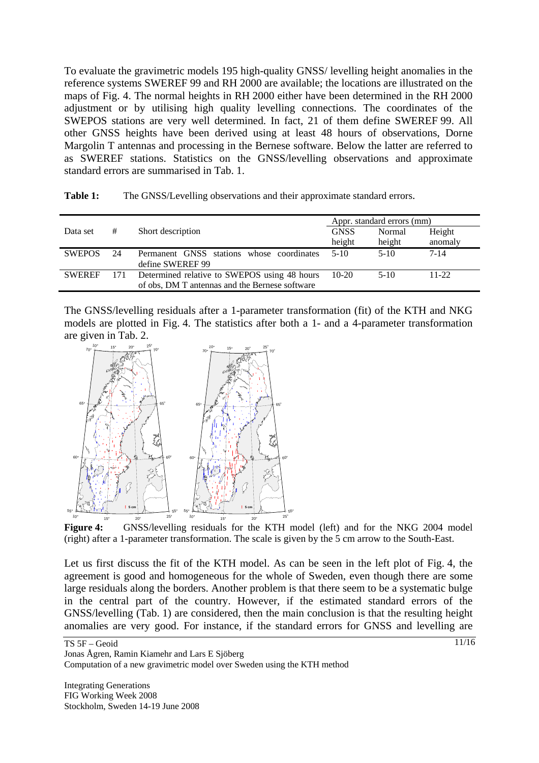To evaluate the gravimetric models 195 high-quality GNSS/ levelling height anomalies in the reference systems SWEREF 99 and RH 2000 are available; the locations are illustrated on the maps of Fig. 4. The normal heights in RH 2000 either have been determined in the RH 2000 adjustment or by utilising high quality levelling connections. The coordinates of the SWEPOS stations are very well determined. In fact, 21 of them define SWEREF 99. All other GNSS heights have been derived using at least 48 hours of observations, Dorne Margolin T antennas and processing in the Bernese software. Below the latter are referred to as SWEREF stations. Statistics on the GNSS/levelling observations and approximate standard errors are summarised in Tab. 1.

**Table 1:** The GNSS/Levelling observations and their approximate standard errors.

| Data set | # | Short description | Appr. standard errors (mm) | | |
|---|---|---|---|---|---|
| | | | GNSS height | Normal height | Height anomaly |
| SWEPOS | 24 | Permanent GNSS stations whose coordinates define SWEREF 99 | 5-10 | 5-10 | 7-14 |
| SWEREF | 171 | Determined relative to SWEPOS using 48 hours of obs, DM T antennas and the Bernese software | 10-20 | 5-10 | 11-22 |

The GNSS/levelling residuals after a 1-parameter transformation (fit) of the KTH and NKG models are plotted in Fig. 4. The statistics after both a 1- and a 4-parameter transformation are given in Tab. 2.

**Figure 4:** GNSS/levelling residuals for the KTH model (left) and for the NKG 2004 model (right) after a 1-parameter transformation. The scale is given by the 5 cm arrow to the South-East.

Let us first discuss the fit of the KTH model. As can be seen in the left plot of Fig. 4, the agreement is good and homogeneous for the whole of Sweden, even though there are some large residuals along the borders. Another problem is that there seem to be a systematic bulge in the central part of the country. However, if the estimated standard errors of the GNSS/levelling (Tab. 1) are considered, then the main conclusion is that the resulting height anomalies are very good. For instance, if the standard errors for GNSS and levelling are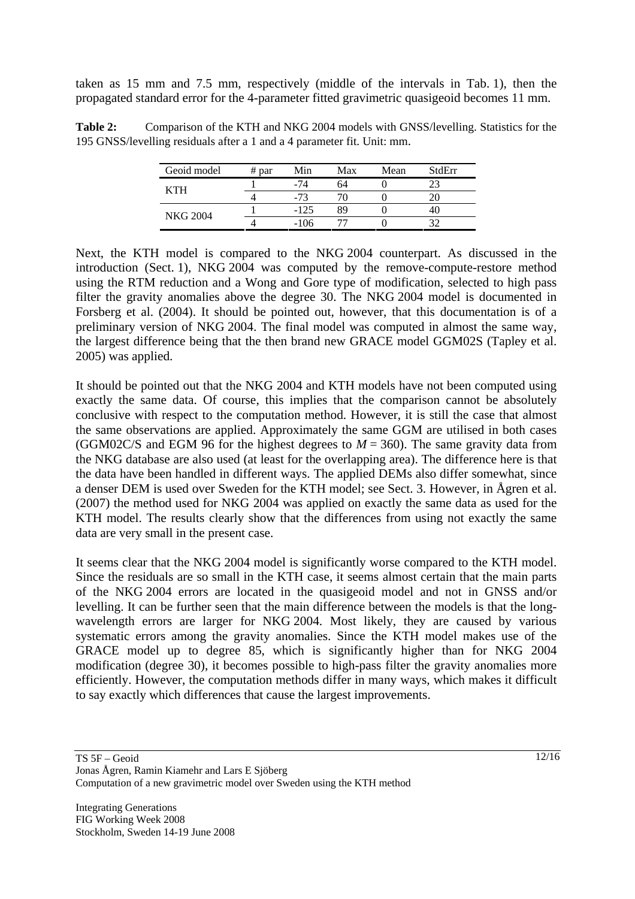taken as 15 mm and 7.5 mm, respectively (middle of the intervals in Tab. 1), then the propagated standard error for the 4-parameter fitted gravimetric quasigeoid becomes 11 mm.

**Table 2:** Comparison of the KTH and NKG 2004 models with GNSS/levelling. Statistics for the 195 GNSS/levelling residuals after a 1 and a 4 parameter fit. Unit: mm.

| Geoid model | # par | Min | Max | Mean | StdErr |
|---|---|---|---|---|---|
| KTH | 1 | -74 | 64 | 0 | 23 |
| | 4 | -73 | 70 | 0 | 20 |
| NKG 2004 | 1 | -125 | 89 | 0 | 40 |
| | 4 | -106 | 77 | 0 | 32 |

Next, the KTH model is compared to the NKG 2004 counterpart. As discussed in the introduction (Sect. 1), NKG 2004 was computed by the remove-compute-restore method using the RTM reduction and a Wong and Gore type of modification, selected to high pass filter the gravity anomalies above the degree 30. The NKG 2004 model is documented in Forsberg et al. (2004). It should be pointed out, however, that this documentation is of a preliminary version of NKG 2004. The final model was computed in almost the same way, the largest difference being that the then brand new GRACE model GGM02S (Tapley et al. 2005) was applied.

It should be pointed out that the NKG 2004 and KTH models have not been computed using exactly the same data. Of course, this implies that the comparison cannot be absolutely conclusive with respect to the computation method. However, it is still the case that almost the same observations are applied. Approximately the same GGM are utilised in both cases (GGM02C/S and EGM 96 for the highest degrees to $M = 360$). The same gravity data from the NKG database are also used (at least for the overlapping area). The difference here is that the data have been handled in different ways. The applied DEMs also differ somewhat, since a denser DEM is used over Sweden for the KTH model; see Sect. 3. However, in Ågren et al. (2007) the method used for NKG 2004 was applied on exactly the same data as used for the KTH model. The results clearly show that the differences from using not exactly the same data are very small in the present case.

It seems clear that the NKG 2004 model is significantly worse compared to the KTH model. Since the residuals are so small in the KTH case, it seems almost certain that the main parts of the NKG 2004 errors are located in the quasigeoid model and not in GNSS and/or levelling. It can be further seen that the main difference between the models is that the long-wavelength errors are larger for NKG 2004. Most likely, they are caused by various systematic errors among the gravity anomalies. Since the KTH model makes use of the GRACE model up to degree 85, which is significantly higher than for NKG 2004 modification (degree 30), it becomes possible to high-pass filter the gravity anomalies more efficiently. However, the computation methods differ in many ways, which makes it difficult to say exactly which differences that cause the largest improvements.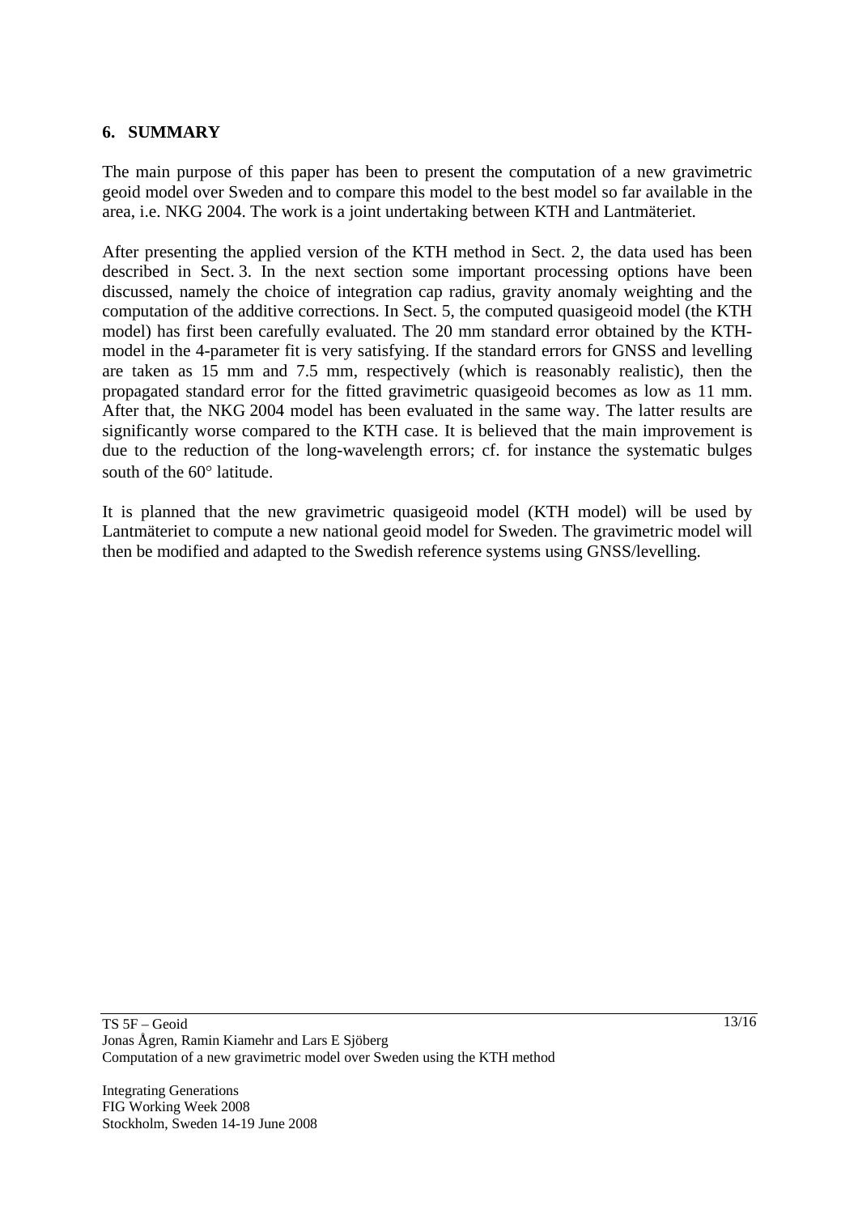## 6. SUMMARY

The main purpose of this paper has been to present the computation of a new gravimetric geoid model over Sweden and to compare this model to the best model so far available in the area, i.e. NKG 2004. The work is a joint undertaking between KTH and Lantmäteriet.

After presenting the applied version of the KTH method in Sect. 2, the data used has been described in Sect. 3. In the next section some important processing options have been discussed, namely the choice of integration cap radius, gravity anomaly weighting and the computation of the additive corrections. In Sect. 5, the computed quasigeoid model (the KTH model) has first been carefully evaluated. The 20 mm standard error obtained by the KTH-model in the 4-parameter fit is very satisfying. If the standard errors for GNSS and levelling are taken as 15 mm and 7.5 mm, respectively (which is reasonably realistic), then the propagated standard error for the fitted gravimetric quasigeoid becomes as low as 11 mm. After that, the NKG 2004 model has been evaluated in the same way. The latter results are significantly worse compared to the KTH case. It is believed that the main improvement is due to the reduction of the long-wavelength errors; cf. for instance the systematic bulges south of the 60° latitude.

It is planned that the new gravimetric quasigeoid model (KTH model) will be used by Lantmäteriet to compute a new national geoid model for Sweden. The gravimetric model will then be modified and adapted to the Swedish reference systems using GNSS/levelling.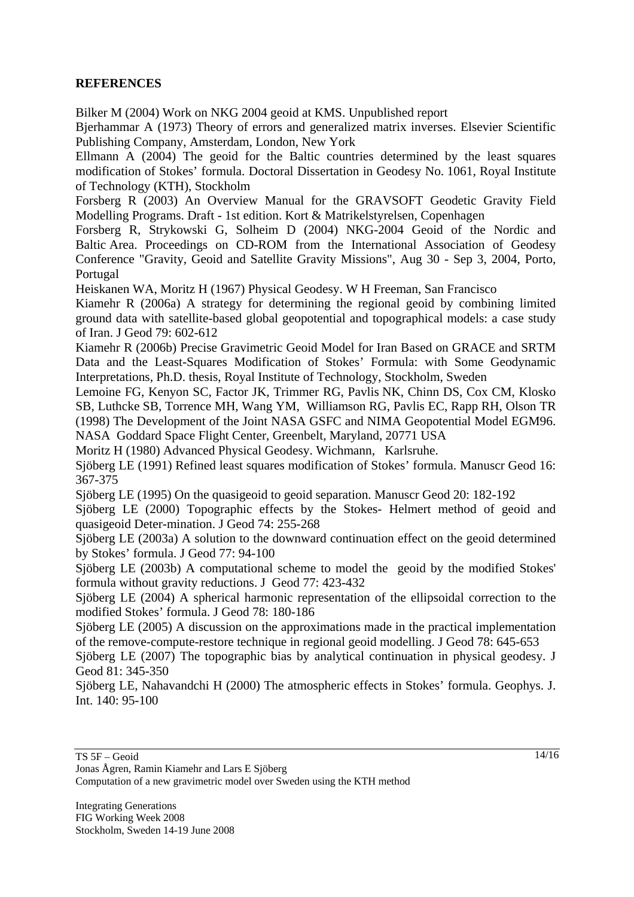**REFERENCES**

Bilker M (2004) Work on NKG 2004 geoid at KMS. Unpublished report

Bjerhammar A (1973) Theory of errors and generalized matrix inverses. Elsevier Scientific Publishing Company, Amsterdam, London, New York

Ellmann A (2004) The geoid for the Baltic countries determined by the least squares modification of Stokes' formula. Doctoral Dissertation in Geodesy No. 1061, Royal Institute of Technology (KTH), Stockholm

Forsberg R (2003) An Overview Manual for the GRAVSOFT Geodetic Gravity Field Modelling Programs. Draft - 1st edition. Kort & Matrikelstyrelsen, Copenhagen

Forsberg R, Strykowski G, Solheim D (2004) NKG-2004 Geoid of the Nordic and Baltic Area. Proceedings on CD-ROM from the International Association of Geodesy Conference "Gravity, Geoid and Satellite Gravity Missions", Aug 30 - Sep 3, 2004, Porto, Portugal

Heiskanen WA, Moritz H (1967) Physical Geodesy. W H Freeman, San Francisco

Kiamehr R (2006a) A strategy for determining the regional geoid by combining limited ground data with satellite-based global geopotential and topographical models: a case study of Iran. J Geod 79: 602-612

Kiamehr R (2006b) Precise Gravimetric Geoid Model for Iran Based on GRACE and SRTM Data and the Least-Squares Modification of Stokes' Formula: with Some Geodynamic Interpretations, Ph.D. thesis, Royal Institute of Technology, Stockholm, Sweden

Lemoine FG, Kenyon SC, Factor JK, Trimmer RG, Pavlis NK, Chinn DS, Cox CM, Klosko SB, Luthcke SB, Torrence MH, Wang YM, Williamson RG, Pavlis EC, Rapp RH, Olson TR (1998) The Development of the Joint NASA GSFC and NIMA Geopotential Model EGM96. NASA Goddard Space Flight Center, Greenbelt, Maryland, 20771 USA

Moritz H (1980) Advanced Physical Geodesy. Wichmann, Karlsruhe.

Sjöberg LE (1991) Refined least squares modification of Stokes' formula. Manuscr Geod 16: 367-375

Sjöberg LE (1995) On the quasigeoid to geoid separation. Manuscr Geod 20: 182-192

Sjöberg LE (2000) Topographic effects by the Stokes- Helmert method of geoid and quasigeoid Deter-mination. J Geod 74: 255-268

Sjöberg LE (2003a) A solution to the downward continuation effect on the geoid determined by Stokes' formula. J Geod 77: 94-100

Sjöberg LE (2003b) A computational scheme to model the geoid by the modified Stokes' formula without gravity reductions. J Geod 77: 423-432

Sjöberg LE (2004) A spherical harmonic representation of the ellipsoidal correction to the modified Stokes' formula. J Geod 78: 180-186

Sjöberg LE (2005) A discussion on the approximations made in the practical implementation of the remove-compute-restore technique in regional geoid modelling. J Geod 78: 645-653

Sjöberg LE (2007) The topographic bias by analytical continuation in physical geodesy. J Geod 81: 345-350

Sjöberg LE, Nahavandchi H (2000) The atmospheric effects in Stokes' formula. Geophys. J. Int. 140: 95-100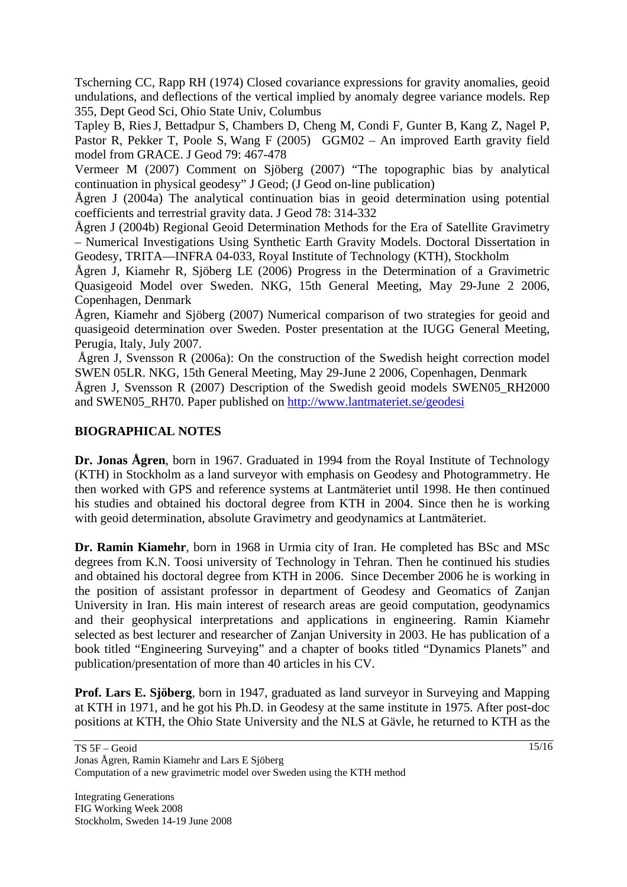Tscherning CC, Rapp RH (1974) Closed covariance expressions for gravity anomalies, geoid undulations, and deflections of the vertical implied by anomaly degree variance models. Rep 355, Dept Geod Sci, Ohio State Univ, Columbus

Tapley B, Ries J, Bettadpur S, Chambers D, Cheng M, Condi F, Gunter B, Kang Z, Nagel P, Pastor R, Pekker T, Poole S, Wang F (2005) GGM02 – An improved Earth gravity field model from GRACE. J Geod 79: 467-478

Vermeer M (2007) Comment on Sjöberg (2007) "The topographic bias by analytical continuation in physical geodesy" J Geod; (J Geod on-line publication)

Ågren J (2004a) The analytical continuation bias in geoid determination using potential coefficients and terrestrial gravity data. J Geod 78: 314-332

Ågren J (2004b) Regional Geoid Determination Methods for the Era of Satellite Gravimetry – Numerical Investigations Using Synthetic Earth Gravity Models. Doctoral Dissertation in Geodesy, TRITA—INFRA 04-033, Royal Institute of Technology (KTH), Stockholm

Ågren J, Kiamehr R, Sjöberg LE (2006) Progress in the Determination of a Gravimetric Quasigeoid Model over Sweden. NKG, 15th General Meeting, May 29-June 2 2006, Copenhagen, Denmark

Ågren, Kiamehr and Sjöberg (2007) Numerical comparison of two strategies for geoid and quasigeoid determination over Sweden. Poster presentation at the IUGG General Meeting, Perugia, Italy, July 2007.

Ågren J, Svensson R (2006a): On the construction of the Swedish height correction model SWEN 05LR. NKG, 15th General Meeting, May 29-June 2 2006, Copenhagen, Denmark

Ågren J, Svensson R (2007) Description of the Swedish geoid models SWEN05_RH2000 and SWEN05_RH70. Paper published on http://www.lantmateriet.se/geodesi

## BIOGRAPHICAL NOTES

**Dr. Jonas Ågren**, born in 1967. Graduated in 1994 from the Royal Institute of Technology (KTH) in Stockholm as a land surveyor with emphasis on Geodesy and Photogrammetry. He then worked with GPS and reference systems at Lantmäteriet until 1998. He then continued his studies and obtained his doctoral degree from KTH in 2004. Since then he is working with geoid determination, absolute Gravimetry and geodynamics at Lantmäteriet.

**Dr. Ramin Kiamehr**, born in 1968 in Urmia city of Iran. He completed has BSc and MSc degrees from K.N. Toosi university of Technology in Tehran. Then he continued his studies and obtained his doctoral degree from KTH in 2006. Since December 2006 he is working in the position of assistant professor in department of Geodesy and Geomatics of Zanjan University in Iran. His main interest of research areas are geoid computation, geodynamics and their geophysical interpretations and applications in engineering. Ramin Kiamehr selected as best lecturer and researcher of Zanjan University in 2003. He has publication of a book titled "Engineering Surveying" and a chapter of books titled "Dynamics Planets" and publication/presentation of more than 40 articles in his CV.

**Prof. Lars E. Sjöberg**, born in 1947, graduated as land surveyor in Surveying and Mapping at KTH in 1971, and he got his Ph.D. in Geodesy at the same institute in 1975. After post-doc positions at KTH, the Ohio State University and the NLS at Gävle, he returned to KTH as the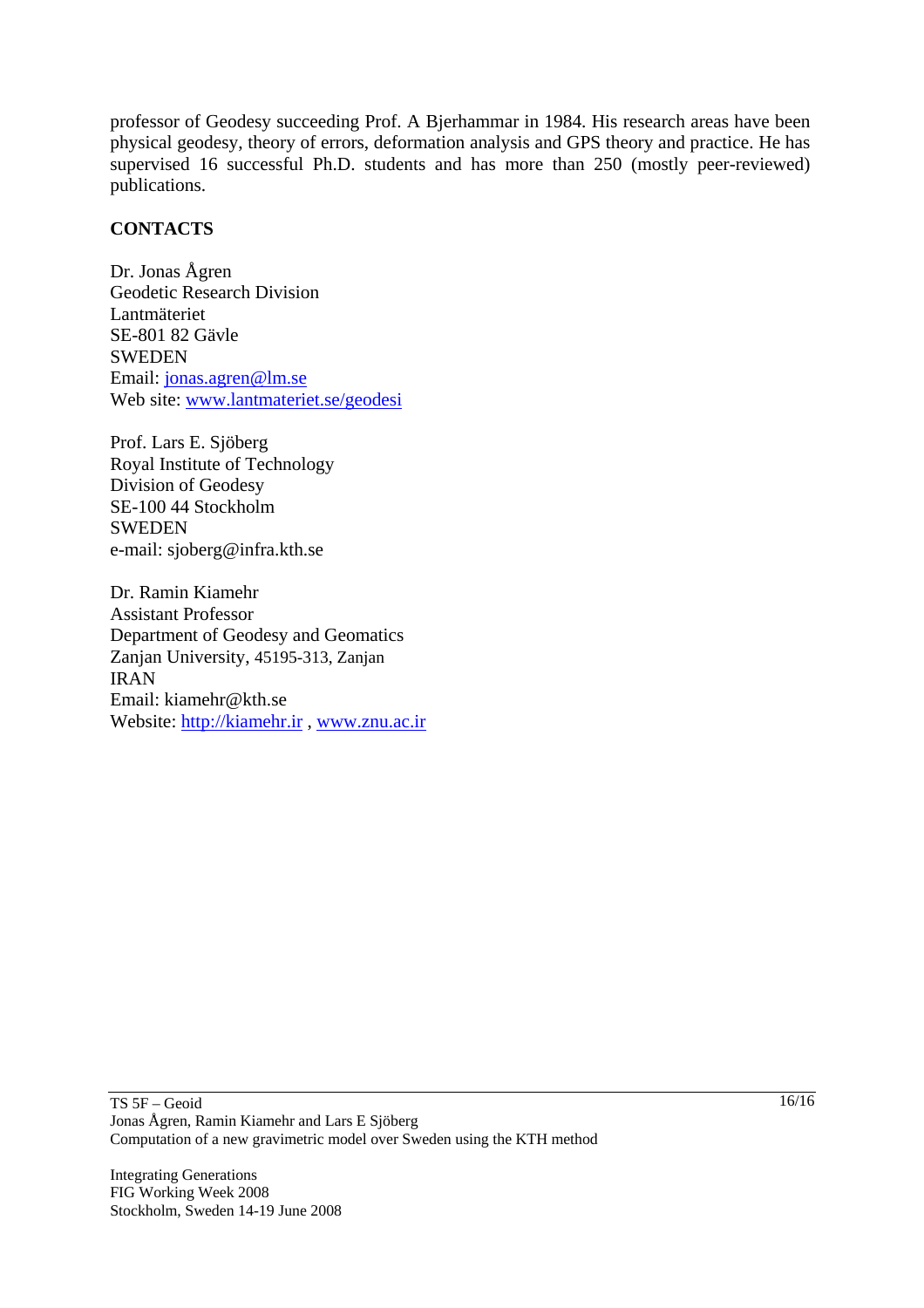professor of Geodesy succeeding Prof. A Bjerhammar in 1984. His research areas have been physical geodesy, theory of errors, deformation analysis and GPS theory and practice. He has supervised 16 successful Ph.D. students and has more than 250 (mostly peer-reviewed) publications.

## CONTACTS

Dr. Jonas Ågren
Geodetic Research Division
Lantmäteriet
SE-801 82 Gävle
SWEDEN
Email: jonas.agren@lm.se
Web site: www.lantmateriet.se/geodesi

Prof. Lars E. Sjöberg
Royal Institute of Technology
Division of Geodesy
SE-100 44 Stockholm
SWEDEN
e-mail: sjoberg@infra.kth.se

Dr. Ramin Kiamehr
Assistant Professor
Department of Geodesy and Geomatics
Zanjan University, 45195-313, Zanjan
IRAN
Email: kiamehr@kth.se
Website: http://kiamehr.ir , www.znu.ac.ir